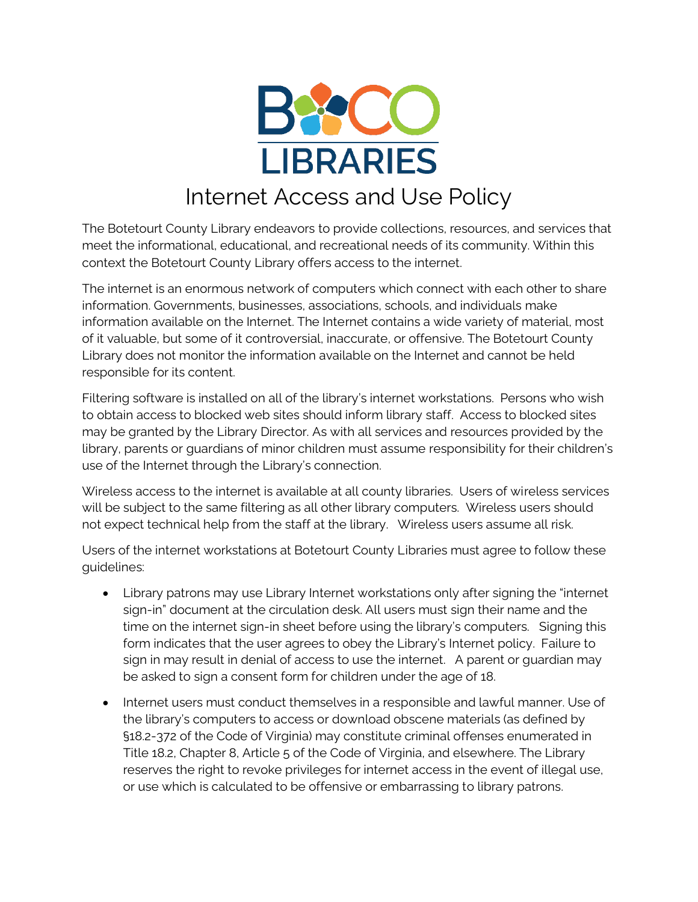BOCO LIBRARIES

# Internet Access and Use Policy

The Botetourt County Library endeavors to provide collections, resources, and services that meet the informational, educational, and recreational needs of its community. Within this context the Botetourt County Library offers access to the internet.

The internet is an enormous network of computers which connect with each other to share information. Governments, businesses, associations, schools, and individuals make information available on the Internet. The Internet contains a wide variety of material, most of it valuable, but some of it controversial, inaccurate, or offensive. The Botetourt County Library does not monitor the information available on the Internet and cannot be held responsible for its content.

Filtering software is installed on all of the library's internet workstations. Persons who wish to obtain access to blocked web sites should inform library staff. Access to blocked sites may be granted by the Library Director. As with all services and resources provided by the library, parents or guardians of minor children must assume responsibility for their children's use of the Internet through the Library's connection.

Wireless access to the internet is available at all county libraries. Users of wireless services will be subject to the same filtering as all other library computers. Wireless users should not expect technical help from the staff at the library. Wireless users assume all risk.

Users of the internet workstations at Botetourt County Libraries must agree to follow these guidelines:

- Library patrons may use Library Internet workstations only after signing the "internet sign-in" document at the circulation desk. All users must sign their name and the time on the internet sign-in sheet before using the library's computers. Signing this form indicates that the user agrees to obey the Library's Internet policy. Failure to sign in may result in denial of access to use the internet. A parent or guardian may be asked to sign a consent form for children under the age of 18.
- Internet users must conduct themselves in a responsible and lawful manner. Use of the library's computers to access or download obscene materials (as defined by §18.2-372 of the Code of Virginia) may constitute criminal offenses enumerated in Title 18.2, Chapter 8, Article 5 of the Code of Virginia, and elsewhere. The Library reserves the right to revoke privileges for internet access in the event of illegal use, or use which is calculated to be offensive or embarrassing to library patrons.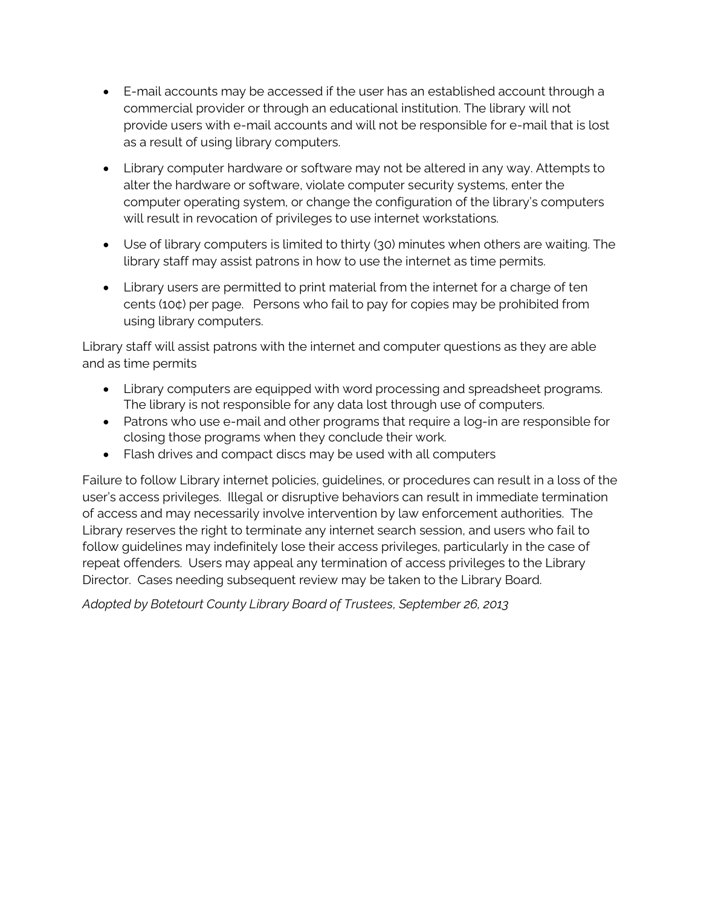- E-mail accounts may be accessed if the user has an established account through a commercial provider or through an educational institution. The library will not provide users with e-mail accounts and will not be responsible for e-mail that is lost as a result of using library computers.
- Library computer hardware or software may not be altered in any way. Attempts to alter the hardware or software, violate computer security systems, enter the computer operating system, or change the configuration of the library's computers will result in revocation of privileges to use internet workstations.
- Use of library computers is limited to thirty (30) minutes when others are waiting. The library staff may assist patrons in how to use the internet as time permits.
- Library users are permitted to print material from the internet for a charge of ten cents (10¢) per page. Persons who fail to pay for copies may be prohibited from using library computers.

Library staff will assist patrons with the internet and computer questions as they are able and as time permits

- Library computers are equipped with word processing and spreadsheet programs. The library is not responsible for any data lost through use of computers.
- Patrons who use e-mail and other programs that require a log-in are responsible for closing those programs when they conclude their work.
- Flash drives and compact discs may be used with all computers

Failure to follow Library internet policies, guidelines, or procedures can result in a loss of the user's access privileges. Illegal or disruptive behaviors can result in immediate termination of access and may necessarily involve intervention by law enforcement authorities. The Library reserves the right to terminate any internet search session, and users who fail to follow guidelines may indefinitely lose their access privileges, particularly in the case of repeat offenders. Users may appeal any termination of access privileges to the Library Director. Cases needing subsequent review may be taken to the Library Board.

*Adopted by Botetourt County Library Board of Trustees, September 26, 2013*